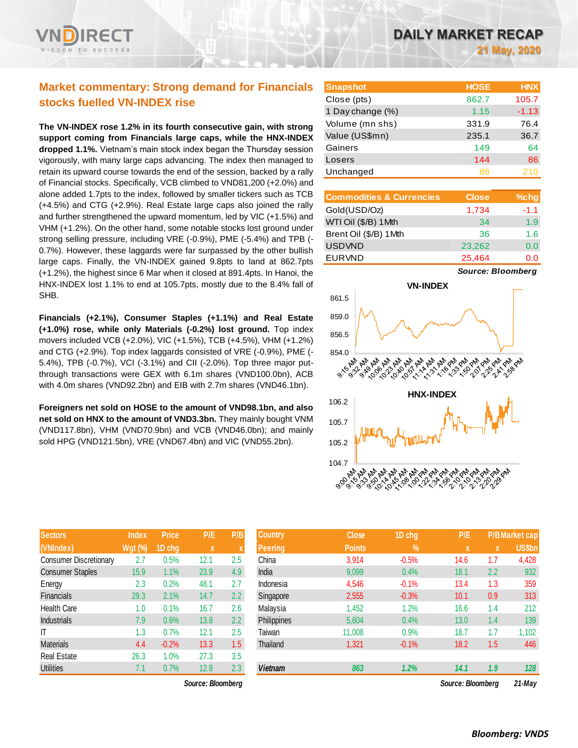# DAILY MARKET RECAP

21 May, 2020

## Market commentary: Strong demand for Financials stocks fuelled VN-INDEX rise

**The VN-INDEX rose 1.2% in its fourth consecutive gain, with strong support coming from Financials large caps, while the HNX-INDEX dropped 1.1%.** Vietnam's main stock index began the Thursday session vigorously, with many large caps advancing. The index then managed to retain its upward course towards the end of the session, backed by a rally of Financial stocks. Specifically, VCB climbed to VND81,200 (+2.0%) and alone added 1.7pts to the index, followed by smaller tickers such as TCB (+4.5%) and CTG (+2.9%). Real Estate large caps also joined the rally and further strengthened the upward momentum, led by VIC (+1.5%) and VHM (+1.2%). On the other hand, some notable stocks lost ground under strong selling pressure, including VRE (-0.9%), PME (-5.4%) and TPB (-0.7%). However, these laggards were far surpassed by the other bullish large caps. Finally, the VN-INDEX gained 9.8pts to land at 862.7pts (+1.2%), the highest since 6 Mar when it closed at 891.4pts. In Hanoi, the HNX-INDEX lost 1.1% to end at 105.7pts, mostly due to the 8.4% fall of SHB.

**Financials (+2.1%), Consumer Staples (+1.1%) and Real Estate (+1.0%) rose, while only Materials (-0.2%) lost ground.** Top index movers included VCB (+2.0%), VIC (+1.5%), TCB (+4.5%), VHM (+1.2%) and CTG (+2.9%). Top index laggards consisted of VRE (-0.9%), PME (-5.4%), TPB (-0.7%), VCI (-3.1%) and CII (-2.0%). Top three major put-through transactions were GEX with 6.1m shares (VND100.0bn), ACB with 4.0m shares (VND92.2bn) and EIB with 2.7m shares (VND46.1bn).

**Foreigners net sold on HOSE to the amount of VND98.1bn, and also net sold on HNX to the amount of VND3.3bn.** They mainly bought VNM (VND117.8bn), VHM (VND70.9bn) and VCB (VND46.0bn); and mainly sold HPG (VND121.5bn), VRE (VND67.4bn) and VIC (VND55.2bn).

| Snapshot | HOSE | HNX |
|---|---|---|
| Close (pts) | 862.7 | 105.7 |
| 1 Day change (%) | 1.15 | -1.13 |
| Volume (mn shs) | 331.9 | 76.4 |
| Value (US$mn) | 235.1 | 36.7 |
| Gainers | 149 | 64 |
| Losers | 144 | 86 |
| Unchanged | 88 | 210 |

| Commodities & Currencies | Close | %chg |
|---|---|---|
| Gold(USD/Oz) | 1,734 | -1.1 |
| WTI Oil ($/B) 1Mth | 34 | 1.9 |
| Brent Oil ($/B) 1Mth | 36 | 1.6 |
| USDVND | 23,262 | 0.0 |
| EURVND | 25,464 | 0.0 |

*Source: Bloomberg*

| Sectors (VNIndex) | Index Wgt (%) | Price 1D chg | P/E x | P/B x |
|---|---|---|---|---|
| Consumer Discretionary | 2.7 | 0.5% | 12.1 | 2.5 |
| Consumer Staples | 15.9 | 1.1% | 23.9 | 4.9 |
| Energy | 2.3 | 0.2% | 48.1 | 2.7 |
| Financials | 29.3 | 2.1% | 14.7 | 2.2 |
| Health Care | 1.0 | 0.1% | 16.7 | 2.6 |
| Industrials | 7.9 | 0.6% | 13.8 | 2.2 |
| IT | 1.3 | 0.7% | 12.1 | 2.5 |
| Materials | 4.4 | -0.2% | 13.3 | 1.5 |
| Real Estate | 26.3 | 1.0% | 27.3 | 3.5 |
| Utilities | 7.1 | 0.7% | 12.8 | 2.3 |

*Source: Bloomberg*

| Country Peering | Close Points | 1D chg % | P/E x | P/B x | Market cap US$bn |
|---|---|---|---|---|---|
| China | 3,914 | -0.5% | 14.6 | 1.7 | 4,428 |
| India | 9,099 | 0.4% | 18.1 | 2.2 | 932 |
| Indonesia | 4,546 | -0.1% | 13.4 | 1.3 | 359 |
| Singapore | 2,555 | -0.3% | 10.1 | 0.9 | 313 |
| Malaysia | 1,452 | 1.2% | 16.6 | 1.4 | 212 |
| Philippines | 5,604 | 0.4% | 13.0 | 1.4 | 139 |
| Taiwan | 11,008 | 0.9% | 18.7 | 1.7 | 1,102 |
| Thailand | 1,321 | -0.1% | 18.2 | 1.5 | 446 |
| *Vietnam* | *863* | *1.2%* | *14.1* | *1.9* | *128* |

*Source: Bloomberg* &nbsp; *21-May*

*Bloomberg: VNDS*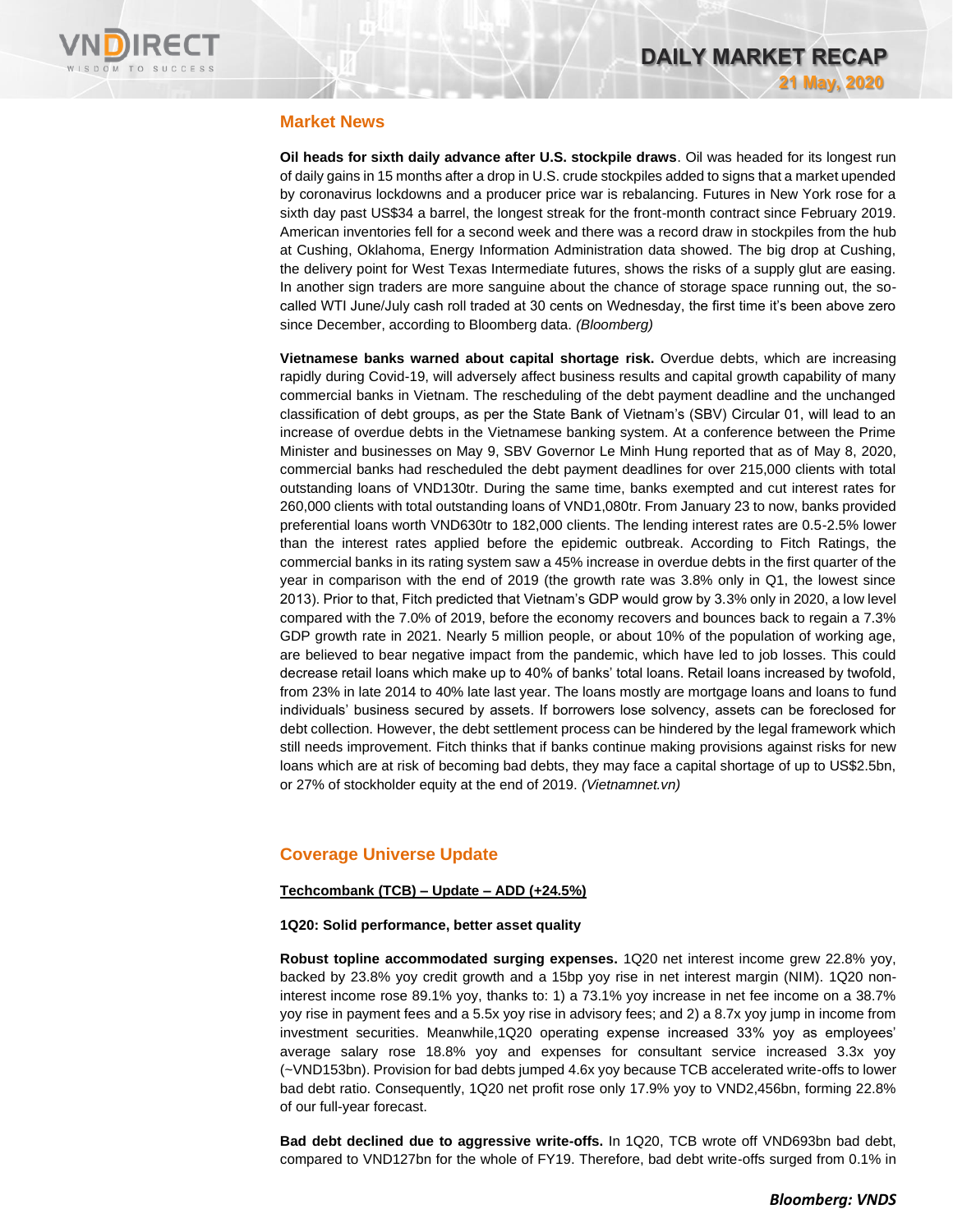## Market News

**Oil heads for sixth daily advance after U.S. stockpile draws**. Oil was headed for its longest run of daily gains in 15 months after a drop in U.S. crude stockpiles added to signs that a market upended by coronavirus lockdowns and a producer price war is rebalancing. Futures in New York rose for a sixth day past US$34 a barrel, the longest streak for the front-month contract since February 2019. American inventories fell for a second week and there was a record draw in stockpiles from the hub at Cushing, Oklahoma, Energy Information Administration data showed. The big drop at Cushing, the delivery point for West Texas Intermediate futures, shows the risks of a supply glut are easing. In another sign traders are more sanguine about the chance of storage space running out, the so-called WTI June/July cash roll traded at 30 cents on Wednesday, the first time it's been above zero since December, according to Bloomberg data. *(Bloomberg)*

**Vietnamese banks warned about capital shortage risk.** Overdue debts, which are increasing rapidly during Covid-19, will adversely affect business results and capital growth capability of many commercial banks in Vietnam. The rescheduling of the debt payment deadline and the unchanged classification of debt groups, as per the State Bank of Vietnam's (SBV) Circular 01, will lead to an increase of overdue debts in the Vietnamese banking system. At a conference between the Prime Minister and businesses on May 9, SBV Governor Le Minh Hung reported that as of May 8, 2020, commercial banks had rescheduled the debt payment deadlines for over 215,000 clients with total outstanding loans of VND130tr. During the same time, banks exempted and cut interest rates for 260,000 clients with total outstanding loans of VND1,080tr. From January 23 to now, banks provided preferential loans worth VND630tr to 182,000 clients. The lending interest rates are 0.5-2.5% lower than the interest rates applied before the epidemic outbreak. According to Fitch Ratings, the commercial banks in its rating system saw a 45% increase in overdue debts in the first quarter of the year in comparison with the end of 2019 (the growth rate was 3.8% only in Q1, the lowest since 2013). Prior to that, Fitch predicted that Vietnam's GDP would grow by 3.3% only in 2020, a low level compared with the 7.0% of 2019, before the economy recovers and bounces back to regain a 7.3% GDP growth rate in 2021. Nearly 5 million people, or about 10% of the population of working age, are believed to bear negative impact from the pandemic, which have led to job losses. This could decrease retail loans which make up to 40% of banks' total loans. Retail loans increased by twofold, from 23% in late 2014 to 40% late last year. The loans mostly are mortgage loans and loans to fund individuals' business secured by assets. If borrowers lose solvency, assets can be foreclosed for debt collection. However, the debt settlement process can be hindered by the legal framework which still needs improvement. Fitch thinks that if banks continue making provisions against risks for new loans which are at risk of becoming bad debts, they may face a capital shortage of up to US$2.5bn, or 27% of stockholder equity at the end of 2019. *(Vietnamnet.vn)*

## Coverage Universe Update

**Techcombank (TCB) – Update – ADD (+24.5%)**

**1Q20: Solid performance, better asset quality**

**Robust topline accommodated surging expenses.** 1Q20 net interest income grew 22.8% yoy, backed by 23.8% yoy credit growth and a 15bp yoy rise in net interest margin (NIM). 1Q20 non-interest income rose 89.1% yoy, thanks to: 1) a 73.1% yoy increase in net fee income on a 38.7% yoy rise in payment fees and a 5.5x yoy rise in advisory fees; and 2) a 8.7x yoy jump in income from investment securities. Meanwhile,1Q20 operating expense increased 33% yoy as employees' average salary rose 18.8% yoy and expenses for consultant service increased 3.3x yoy (~VND153bn). Provision for bad debts jumped 4.6x yoy because TCB accelerated write-offs to lower bad debt ratio. Consequently, 1Q20 net profit rose only 17.9% yoy to VND2,456bn, forming 22.8% of our full-year forecast.

**Bad debt declined due to aggressive write-offs.** In 1Q20, TCB wrote off VND693bn bad debt, compared to VND127bn for the whole of FY19. Therefore, bad debt write-offs surged from 0.1% in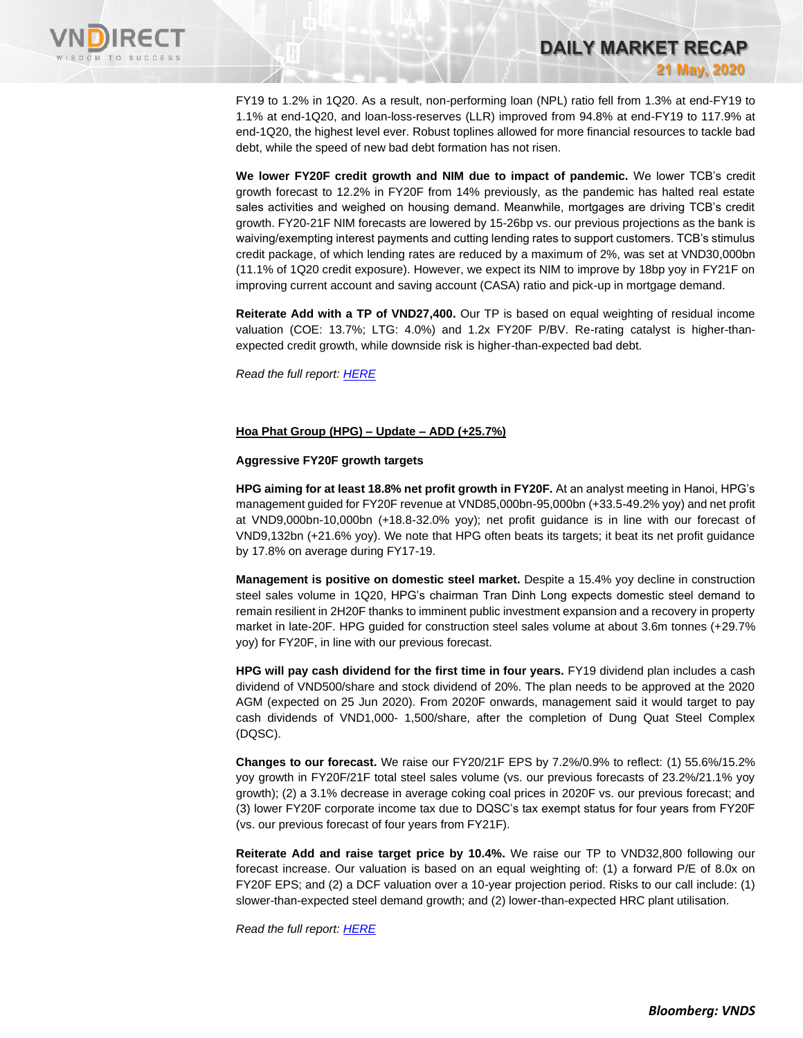FY19 to 1.2% in 1Q20. As a result, non-performing loan (NPL) ratio fell from 1.3% at end-FY19 to 1.1% at end-1Q20, and loan-loss-reserves (LLR) improved from 94.8% at end-FY19 to 117.9% at end-1Q20, the highest level ever. Robust toplines allowed for more financial resources to tackle bad debt, while the speed of new bad debt formation has not risen.

**We lower FY20F credit growth and NIM due to impact of pandemic.** We lower TCB's credit growth forecast to 12.2% in FY20F from 14% previously, as the pandemic has halted real estate sales activities and weighed on housing demand. Meanwhile, mortgages are driving TCB's credit growth. FY20-21F NIM forecasts are lowered by 15-26bp vs. our previous projections as the bank is waiving/exempting interest payments and cutting lending rates to support customers. TCB's stimulus credit package, of which lending rates are reduced by a maximum of 2%, was set at VND30,000bn (11.1% of 1Q20 credit exposure). However, we expect its NIM to improve by 18bp yoy in FY21F on improving current account and saving account (CASA) ratio and pick-up in mortgage demand.

**Reiterate Add with a TP of VND27,400.** Our TP is based on equal weighting of residual income valuation (COE: 13.7%; LTG: 4.0%) and 1.2x FY20F P/BV. Re-rating catalyst is higher-than-expected credit growth, while downside risk is higher-than-expected bad debt.

*Read the full report: HERE*

**Hoa Phat Group (HPG) – Update – ADD (+25.7%)**

**Aggressive FY20F growth targets**

**HPG aiming for at least 18.8% net profit growth in FY20F.** At an analyst meeting in Hanoi, HPG's management guided for FY20F revenue at VND85,000bn-95,000bn (+33.5-49.2% yoy) and net profit at VND9,000bn-10,000bn (+18.8-32.0% yoy); net profit guidance is in line with our forecast of VND9,132bn (+21.6% yoy). We note that HPG often beats its targets; it beat its net profit guidance by 17.8% on average during FY17-19.

**Management is positive on domestic steel market.** Despite a 15.4% yoy decline in construction steel sales volume in 1Q20, HPG's chairman Tran Dinh Long expects domestic steel demand to remain resilient in 2H20F thanks to imminent public investment expansion and a recovery in property market in late-20F. HPG guided for construction steel sales volume at about 3.6m tonnes (+29.7% yoy) for FY20F, in line with our previous forecast.

**HPG will pay cash dividend for the first time in four years.** FY19 dividend plan includes a cash dividend of VND500/share and stock dividend of 20%. The plan needs to be approved at the 2020 AGM (expected on 25 Jun 2020). From 2020F onwards, management said it would target to pay cash dividends of VND1,000- 1,500/share, after the completion of Dung Quat Steel Complex (DQSC).

**Changes to our forecast.** We raise our FY20/21F EPS by 7.2%/0.9% to reflect: (1) 55.6%/15.2% yoy growth in FY20F/21F total steel sales volume (vs. our previous forecasts of 23.2%/21.1% yoy growth); (2) a 3.1% decrease in average coking coal prices in 2020F vs. our previous forecast; and (3) lower FY20F corporate income tax due to DQSC's tax exempt status for four years from FY20F (vs. our previous forecast of four years from FY21F).

**Reiterate Add and raise target price by 10.4%.** We raise our TP to VND32,800 following our forecast increase. Our valuation is based on an equal weighting of: (1) a forward P/E of 8.0x on FY20F EPS; and (2) a DCF valuation over a 10-year projection period. Risks to our call include: (1) slower-than-expected steel demand growth; and (2) lower-than-expected HRC plant utilisation.

*Read the full report: HERE*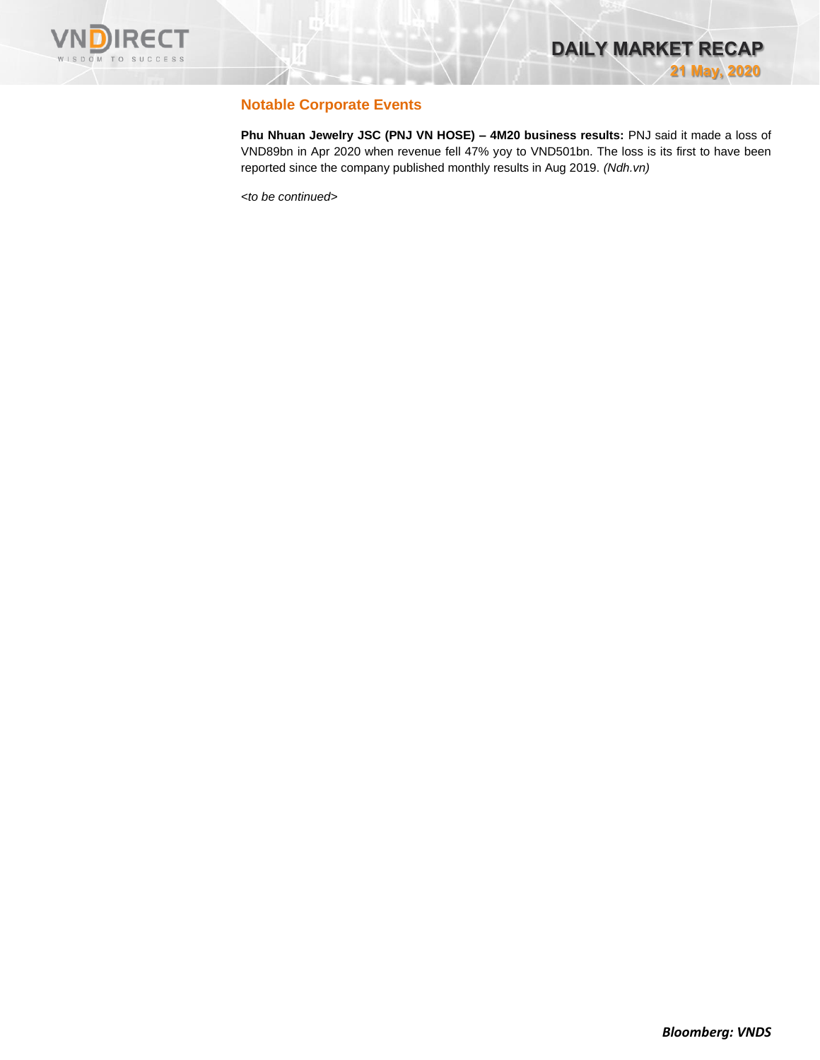## Notable Corporate Events

**Phu Nhuan Jewelry JSC (PNJ VN HOSE) – 4M20 business results:** PNJ said it made a loss of VND89bn in Apr 2020 when revenue fell 47% yoy to VND501bn. The loss is its first to have been reported since the company published monthly results in Aug 2019. *(Ndh.vn)*

*<to be continued>*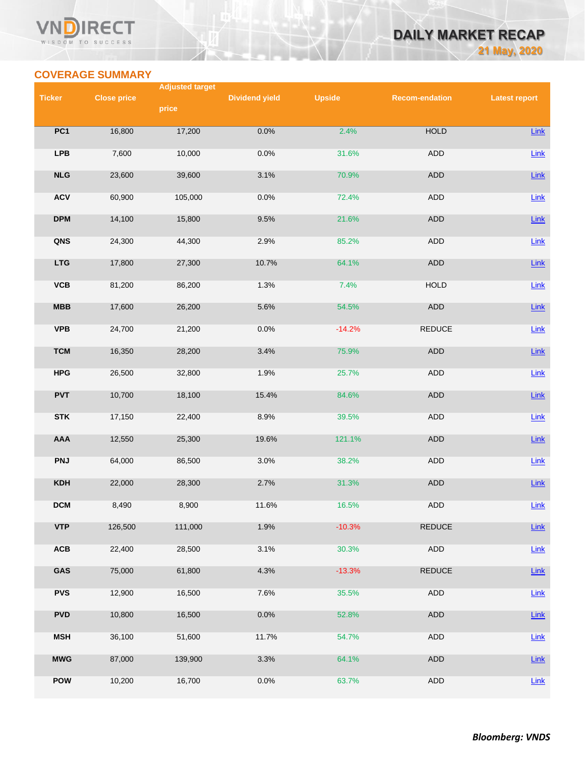## COVERAGE SUMMARY

| Ticker | Close price | Adjusted target price | Dividend yield | Upside | Recom-endation | Latest report |
|---|---|---|---|---|---|---|
| PC1 | 16,800 | 17,200 | 0.0% | 2.4% | HOLD | Link |
| LPB | 7,600 | 10,000 | 0.0% | 31.6% | ADD | Link |
| NLG | 23,600 | 39,600 | 3.1% | 70.9% | ADD | Link |
| ACV | 60,900 | 105,000 | 0.0% | 72.4% | ADD | Link |
| DPM | 14,100 | 15,800 | 9.5% | 21.6% | ADD | Link |
| QNS | 24,300 | 44,300 | 2.9% | 85.2% | ADD | Link |
| LTG | 17,800 | 27,300 | 10.7% | 64.1% | ADD | Link |
| VCB | 81,200 | 86,200 | 1.3% | 7.4% | HOLD | Link |
| MBB | 17,600 | 26,200 | 5.6% | 54.5% | ADD | Link |
| VPB | 24,700 | 21,200 | 0.0% | -14.2% | REDUCE | Link |
| TCM | 16,350 | 28,200 | 3.4% | 75.9% | ADD | Link |
| HPG | 26,500 | 32,800 | 1.9% | 25.7% | ADD | Link |
| PVT | 10,700 | 18,100 | 15.4% | 84.6% | ADD | Link |
| STK | 17,150 | 22,400 | 8.9% | 39.5% | ADD | Link |
| AAA | 12,550 | 25,300 | 19.6% | 121.1% | ADD | Link |
| PNJ | 64,000 | 86,500 | 3.0% | 38.2% | ADD | Link |
| KDH | 22,000 | 28,300 | 2.7% | 31.3% | ADD | Link |
| DCM | 8,490 | 8,900 | 11.6% | 16.5% | ADD | Link |
| VTP | 126,500 | 111,000 | 1.9% | -10.3% | REDUCE | Link |
| ACB | 22,400 | 28,500 | 3.1% | 30.3% | ADD | Link |
| GAS | 75,000 | 61,800 | 4.3% | -13.3% | REDUCE | Link |
| PVS | 12,900 | 16,500 | 7.6% | 35.5% | ADD | Link |
| PVD | 10,800 | 16,500 | 0.0% | 52.8% | ADD | Link |
| MSH | 36,100 | 51,600 | 11.7% | 54.7% | ADD | Link |
| MWG | 87,000 | 139,900 | 3.3% | 64.1% | ADD | Link |
| POW | 10,200 | 16,700 | 0.0% | 63.7% | ADD | Link |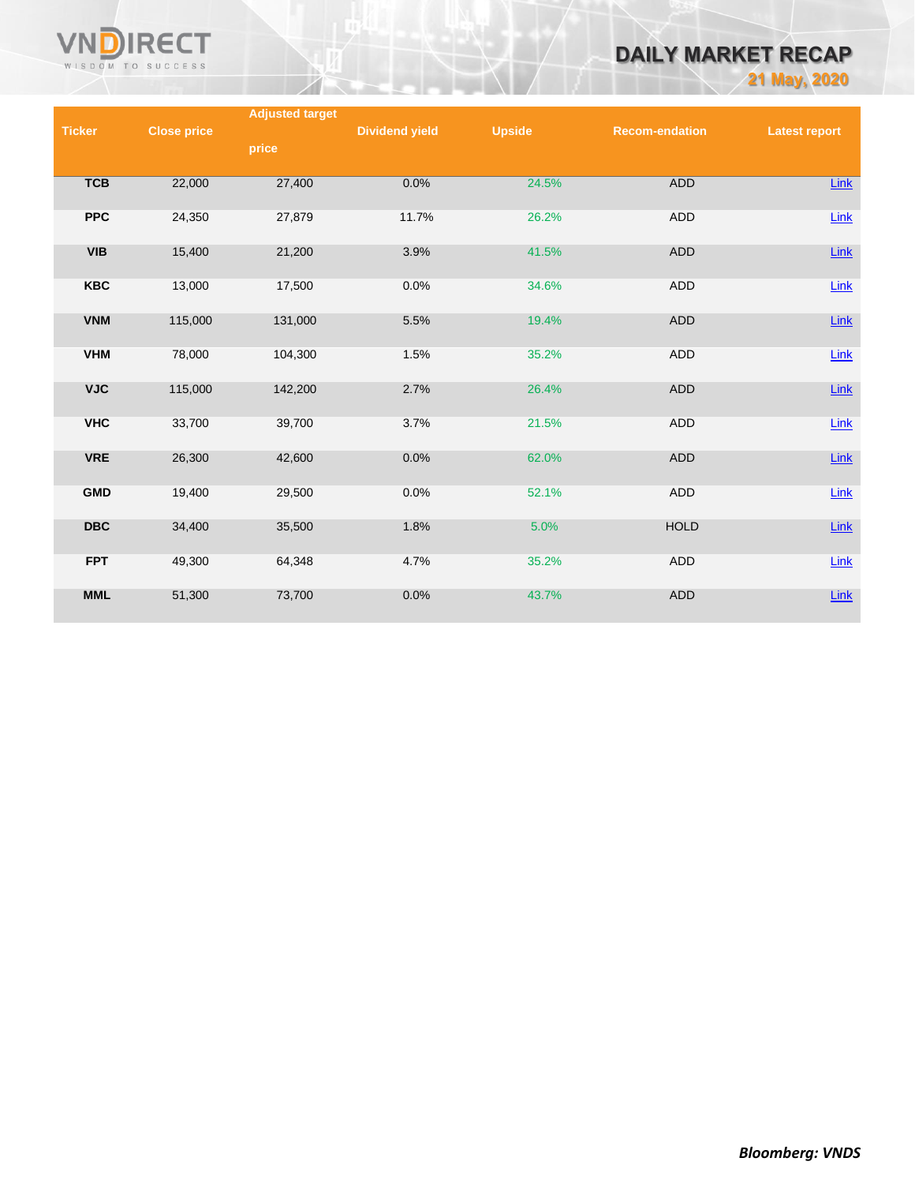| Ticker | Close price | Adjusted target price | Dividend yield | Upside | Recom-endation | Latest report |
|---|---|---|---|---|---|---|
| TCB | 22,000 | 27,400 | 0.0% | 24.5% | ADD | Link |
| PPC | 24,350 | 27,879 | 11.7% | 26.2% | ADD | Link |
| VIB | 15,400 | 21,200 | 3.9% | 41.5% | ADD | Link |
| KBC | 13,000 | 17,500 | 0.0% | 34.6% | ADD | Link |
| VNM | 115,000 | 131,000 | 5.5% | 19.4% | ADD | Link |
| VHM | 78,000 | 104,300 | 1.5% | 35.2% | ADD | Link |
| VJC | 115,000 | 142,200 | 2.7% | 26.4% | ADD | Link |
| VHC | 33,700 | 39,700 | 3.7% | 21.5% | ADD | Link |
| VRE | 26,300 | 42,600 | 0.0% | 62.0% | ADD | Link |
| GMD | 19,400 | 29,500 | 0.0% | 52.1% | ADD | Link |
| DBC | 34,400 | 35,500 | 1.8% | 5.0% | HOLD | Link |
| FPT | 49,300 | 64,348 | 4.7% | 35.2% | ADD | Link |
| MML | 51,300 | 73,700 | 0.0% | 43.7% | ADD | Link |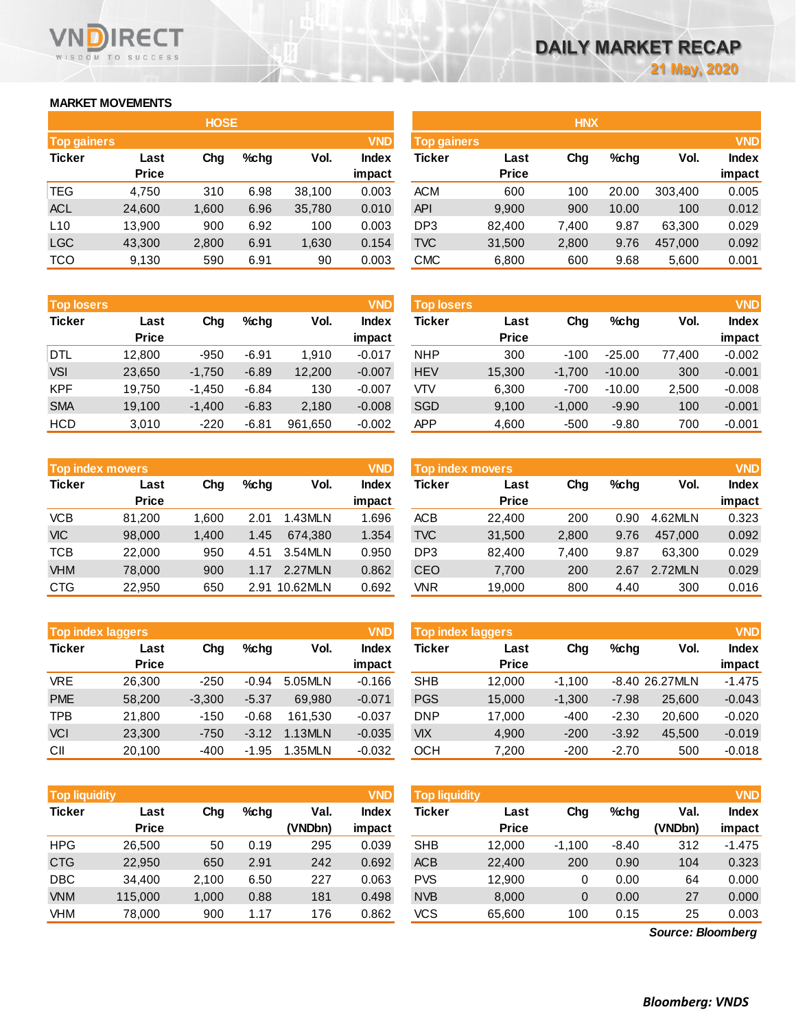# DAILY MARKET RECAP

21 May, 2020

## MARKET MOVEMENTS

### HOSE

| Top gainers | | | | | VND |
|---|---|---|---|---|---|
| Ticker | Last Price | Chg | %chg | Vol. | Index impact |
| TEG | 4,750 | 310 | 6.98 | 38,100 | 0.003 |
| ACL | 24,600 | 1,600 | 6.96 | 35,780 | 0.010 |
| L10 | 13,900 | 900 | 6.92 | 100 | 0.003 |
| LGC | 43,300 | 2,800 | 6.91 | 1,630 | 0.154 |
| TCO | 9,130 | 590 | 6.91 | 90 | 0.003 |

| Top losers | | | | | VND |
|---|---|---|---|---|---|
| Ticker | Last Price | Chg | %chg | Vol. | Index impact |
| DTL | 12,800 | -950 | -6.91 | 1,910 | -0.017 |
| VSI | 23,650 | -1,750 | -6.89 | 12,200 | -0.007 |
| KPF | 19,750 | -1,450 | -6.84 | 130 | -0.007 |
| SMA | 19,100 | -1,400 | -6.83 | 2,180 | -0.008 |
| HCD | 3,010 | -220 | -6.81 | 961,650 | -0.002 |

| Top index movers | | | | | VND |
|---|---|---|---|---|---|
| Ticker | Last Price | Chg | %chg | Vol. | Index impact |
| VCB | 81,200 | 1,600 | 2.01 | 1.43MLN | 1.696 |
| VIC | 98,000 | 1,400 | 1.45 | 674,380 | 1.354 |
| TCB | 22,000 | 950 | 4.51 | 3.54MLN | 0.950 |
| VHM | 78,000 | 900 | 1.17 | 2.27MLN | 0.862 |
| CTG | 22,950 | 650 | 2.91 | 10.62MLN | 0.692 |

| Top index laggers | | | | | VND |
|---|---|---|---|---|---|
| Ticker | Last Price | Chg | %chg | Vol. | Index impact |
| VRE | 26,300 | -250 | -0.94 | 5.05MLN | -0.166 |
| PME | 58,200 | -3,300 | -5.37 | 69,980 | -0.071 |
| TPB | 21,800 | -150 | -0.68 | 161,530 | -0.037 |
| VCI | 23,300 | -750 | -3.12 | 1.13MLN | -0.035 |
| CII | 20,100 | -400 | -1.95 | 1.35MLN | -0.032 |

| Top liquidity | | | | | VND |
|---|---|---|---|---|---|
| Ticker | Last Price | Chg | %chg | Val. (VNDbn) | Index impact |
| HPG | 26,500 | 50 | 0.19 | 295 | 0.039 |
| CTG | 22,950 | 650 | 2.91 | 242 | 0.692 |
| DBC | 34,400 | 2,100 | 6.50 | 227 | 0.063 |
| VNM | 115,000 | 1,000 | 0.88 | 181 | 0.498 |
| VHM | 78,000 | 900 | 1.17 | 176 | 0.862 |

### HNX

| Top gainers | | | | | VND |
|---|---|---|---|---|---|
| Ticker | Last Price | Chg | %chg | Vol. | Index impact |
| ACM | 600 | 100 | 20.00 | 303,400 | 0.005 |
| API | 9,900 | 900 | 10.00 | 100 | 0.012 |
| DP3 | 82,400 | 7,400 | 9.87 | 63,300 | 0.029 |
| TVC | 31,500 | 2,800 | 9.76 | 457,000 | 0.092 |
| CMC | 6,800 | 600 | 9.68 | 5,600 | 0.001 |

| Top losers | | | | | VND |
|---|---|---|---|---|---|
| Ticker | Last Price | Chg | %chg | Vol. | Index impact |
| NHP | 300 | -100 | -25.00 | 77,400 | -0.002 |
| HEV | 15,300 | -1,700 | -10.00 | 300 | -0.001 |
| VTV | 6,300 | -700 | -10.00 | 2,500 | -0.008 |
| SGD | 9,100 | -1,000 | -9.90 | 100 | -0.001 |
| APP | 4,600 | -500 | -9.80 | 700 | -0.001 |

| Top index movers | | | | | VND |
|---|---|---|---|---|---|
| Ticker | Last Price | Chg | %chg | Vol. | Index impact |
| ACB | 22,400 | 200 | 0.90 | 4.62MLN | 0.323 |
| TVC | 31,500 | 2,800 | 9.76 | 457,000 | 0.092 |
| DP3 | 82,400 | 7,400 | 9.87 | 63,300 | 0.029 |
| CEO | 7,700 | 200 | 2.67 | 2.72MLN | 0.029 |
| VNR | 19,000 | 800 | 4.40 | 300 | 0.016 |

| Top index laggers | | | | | VND |
|---|---|---|---|---|---|
| Ticker | Last Price | Chg | %chg | Vol. | Index impact |
| SHB | 12,000 | -1,100 | -8.40 | 26.27MLN | -1.475 |
| PGS | 15,000 | -1,300 | -7.98 | 25,600 | -0.043 |
| DNP | 17,000 | -400 | -2.30 | 20,600 | -0.020 |
| VIX | 4,900 | -200 | -3.92 | 45,500 | -0.019 |
| OCH | 7,200 | -200 | -2.70 | 500 | -0.018 |

| Top liquidity | | | | | VND |
|---|---|---|---|---|---|
| Ticker | Last Price | Chg | %chg | Val. (VNDbn) | Index impact |
| SHB | 12,000 | -1,100 | -8.40 | 312 | -1.475 |
| ACB | 22,400 | 200 | 0.90 | 104 | 0.323 |
| PVS | 12,900 | 0 | 0.00 | 64 | 0.000 |
| NVB | 8,000 | 0 | 0.00 | 27 | 0.000 |
| VCS | 65,600 | 100 | 0.15 | 25 | 0.003 |

*Source: Bloomberg*

***Bloomberg: VNDS***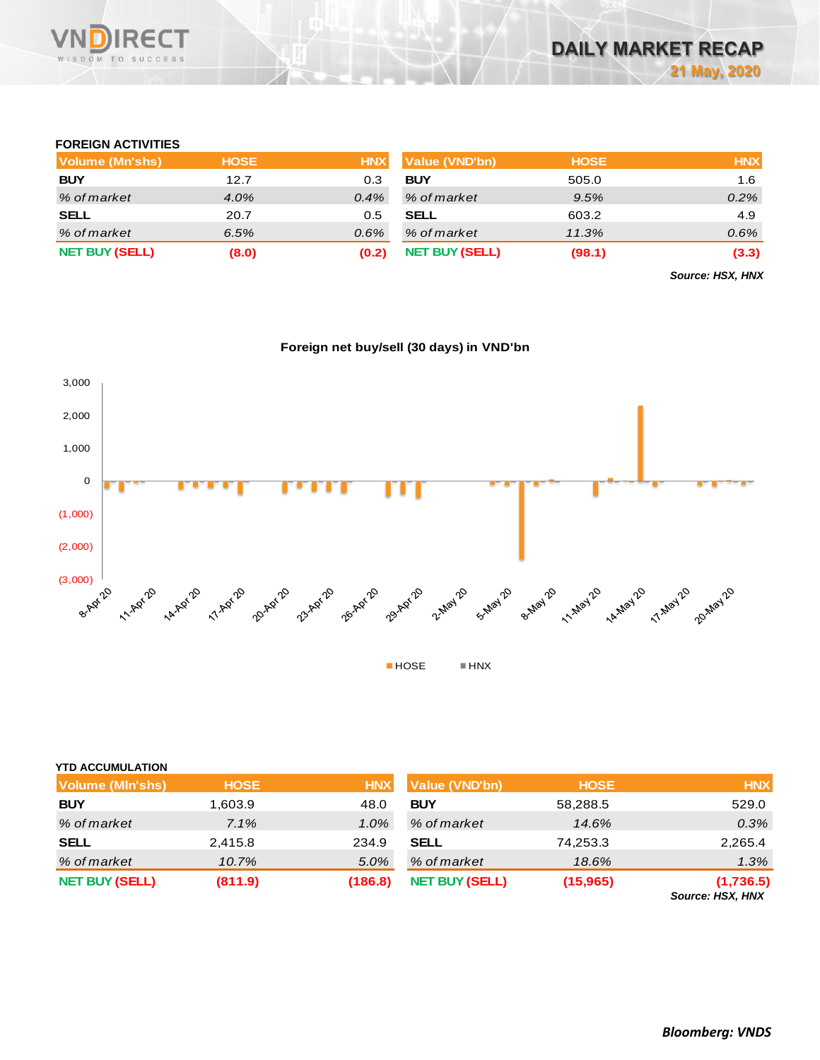### FOREIGN ACTIVITIES

| Volume (Mn'shs) | HOSE | HNX |
|---|---|---|
| BUY | 12.7 | 0.3 |
| *% of market* | *4.0%* | *0.4%* |
| SELL | 20.7 | 0.5 |
| *% of market* | *6.5%* | *0.6%* |
| NET BUY (SELL) | (8.0) | (0.2) |

| Value (VND'bn) | HOSE | HNX |
|---|---|---|
| BUY | 505.0 | 1.6 |
| *% of market* | *9.5%* | *0.2%* |
| SELL | 603.2 | 4.9 |
| *% of market* | *11.3%* | *0.6%* |
| NET BUY (SELL) | (98.1) | (3.3) |

*Source: HSX, HNX*

**Foreign net buy/sell (30 days) in VND'bn**

### YTD ACCUMULATION

| Volume (Mln'shs) | HOSE | HNX |
|---|---|---|
| BUY | 1,603.9 | 48.0 |
| *% of market* | *7.1%* | *1.0%* |
| SELL | 2,415.8 | 234.9 |
| *% of market* | *10.7%* | *5.0%* |
| NET BUY (SELL) | (811.9) | (186.8) |

| Value (VND'bn) | HOSE | HNX |
|---|---|---|
| BUY | 58,288.5 | 529.0 |
| *% of market* | *14.6%* | *0.3%* |
| SELL | 74,253.3 | 2,265.4 |
| *% of market* | *18.6%* | *1.3%* |
| NET BUY (SELL) | (15,965) | (1,736.5) |

*Source: HSX, HNX*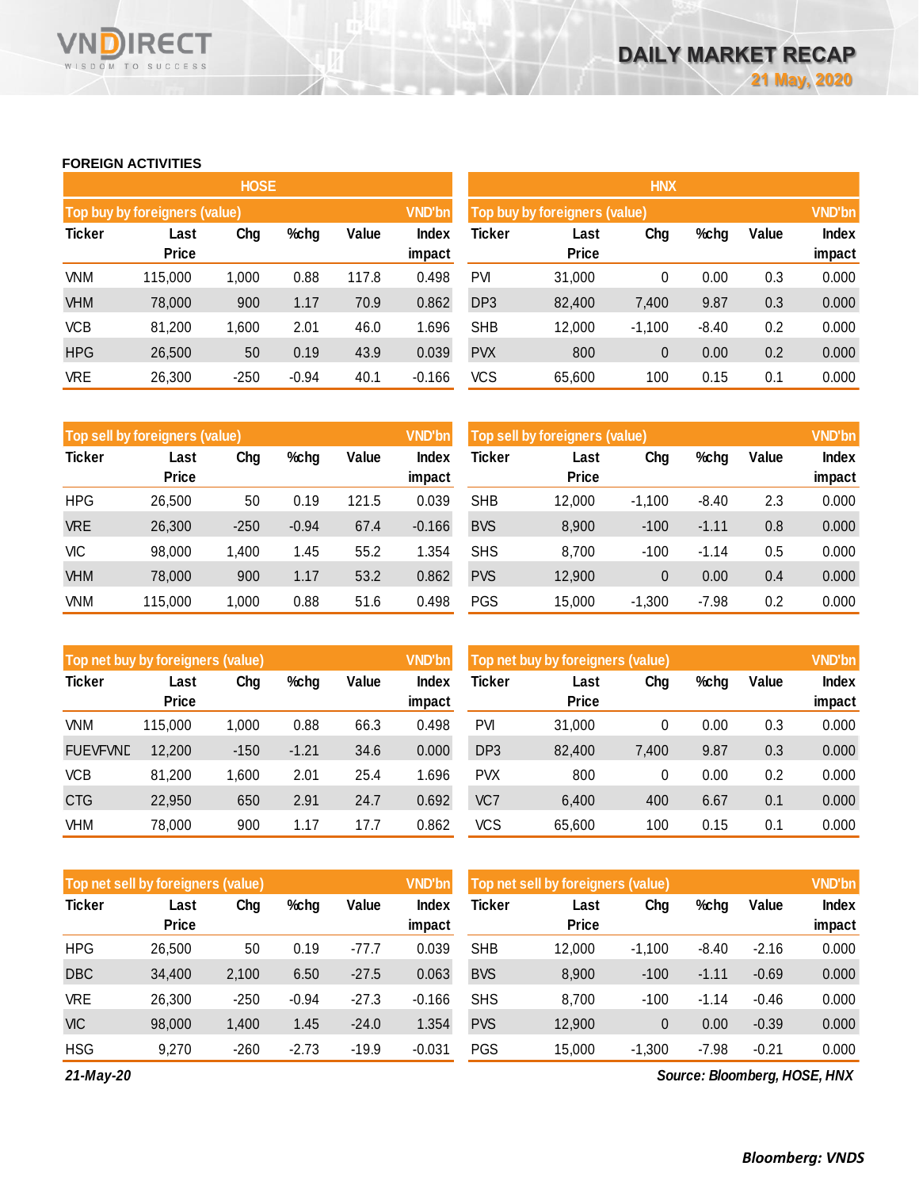## FOREIGN ACTIVITIES

### HOSE

**Top buy by foreigners (value)** (VND'bn)

| Ticker | Last Price | Chg | %chg | Value | Index impact |
|---|---|---|---|---|---|
| VNM | 115,000 | 1,000 | 0.88 | 117.8 | 0.498 |
| VHM | 78,000 | 900 | 1.17 | 70.9 | 0.862 |
| VCB | 81,200 | 1,600 | 2.01 | 46.0 | 1.696 |
| HPG | 26,500 | 50 | 0.19 | 43.9 | 0.039 |
| VRE | 26,300 | -250 | -0.94 | 40.1 | -0.166 |

**Top sell by foreigners (value)** (VND'bn)

| Ticker | Last Price | Chg | %chg | Value | Index impact |
|---|---|---|---|---|---|
| HPG | 26,500 | 50 | 0.19 | 121.5 | 0.039 |
| VRE | 26,300 | -250 | -0.94 | 67.4 | -0.166 |
| VIC | 98,000 | 1,400 | 1.45 | 55.2 | 1.354 |
| VHM | 78,000 | 900 | 1.17 | 53.2 | 0.862 |
| VNM | 115,000 | 1,000 | 0.88 | 51.6 | 0.498 |

**Top net buy by foreigners (value)** (VND'bn)

| Ticker | Last Price | Chg | %chg | Value | Index impact |
|---|---|---|---|---|---|
| VNM | 115,000 | 1,000 | 0.88 | 66.3 | 0.498 |
| FUEVFVND | 12,200 | -150 | -1.21 | 34.6 | 0.000 |
| VCB | 81,200 | 1,600 | 2.01 | 25.4 | 1.696 |
| CTG | 22,950 | 650 | 2.91 | 24.7 | 0.692 |
| VHM | 78,000 | 900 | 1.17 | 17.7 | 0.862 |

**Top net sell by foreigners (value)** (VND'bn)

| Ticker | Last Price | Chg | %chg | Value | Index impact |
|---|---|---|---|---|---|
| HPG | 26,500 | 50 | 0.19 | -77.7 | 0.039 |
| DBC | 34,400 | 2,100 | 6.50 | -27.5 | 0.063 |
| VRE | 26,300 | -250 | -0.94 | -27.3 | -0.166 |
| VIC | 98,000 | 1,400 | 1.45 | -24.0 | 1.354 |
| HSG | 9,270 | -260 | -2.73 | -19.9 | -0.031 |

### HNX

**Top buy by foreigners (value)** (VND'bn)

| Ticker | Last Price | Chg | %chg | Value | Index impact |
|---|---|---|---|---|---|
| PVI | 31,000 | 0 | 0.00 | 0.3 | 0.000 |
| DP3 | 82,400 | 7,400 | 9.87 | 0.3 | 0.000 |
| SHB | 12,000 | -1,100 | -8.40 | 0.2 | 0.000 |
| PVX | 800 | 0 | 0.00 | 0.2 | 0.000 |
| VCS | 65,600 | 100 | 0.15 | 0.1 | 0.000 |

**Top sell by foreigners (value)** (VND'bn)

| Ticker | Last Price | Chg | %chg | Value | Index impact |
|---|---|---|---|---|---|
| SHB | 12,000 | -1,100 | -8.40 | 2.3 | 0.000 |
| BVS | 8,900 | -100 | -1.11 | 0.8 | 0.000 |
| SHS | 8,700 | -100 | -1.14 | 0.5 | 0.000 |
| PVS | 12,900 | 0 | 0.00 | 0.4 | 0.000 |
| PGS | 15,000 | -1,300 | -7.98 | 0.2 | 0.000 |

**Top net buy by foreigners (value)** (VND'bn)

| Ticker | Last Price | Chg | %chg | Value | Index impact |
|---|---|---|---|---|---|
| PVI | 31,000 | 0 | 0.00 | 0.3 | 0.000 |
| DP3 | 82,400 | 7,400 | 9.87 | 0.3 | 0.000 |
| PVX | 800 | 0 | 0.00 | 0.2 | 0.000 |
| VC7 | 6,400 | 400 | 6.67 | 0.1 | 0.000 |
| VCS | 65,600 | 100 | 0.15 | 0.1 | 0.000 |

**Top net sell by foreigners (value)** (VND'bn)

| Ticker | Last Price | Chg | %chg | Value | Index impact |
|---|---|---|---|---|---|
| SHB | 12,000 | -1,100 | -8.40 | -2.16 | 0.000 |
| BVS | 8,900 | -100 | -1.11 | -0.69 | 0.000 |
| SHS | 8,700 | -100 | -1.14 | -0.46 | 0.000 |
| PVS | 12,900 | 0 | 0.00 | -0.39 | 0.000 |
| PGS | 15,000 | -1,300 | -7.98 | -0.21 | 0.000 |

*21-May-20*

*Source: Bloomberg, HOSE, HNX*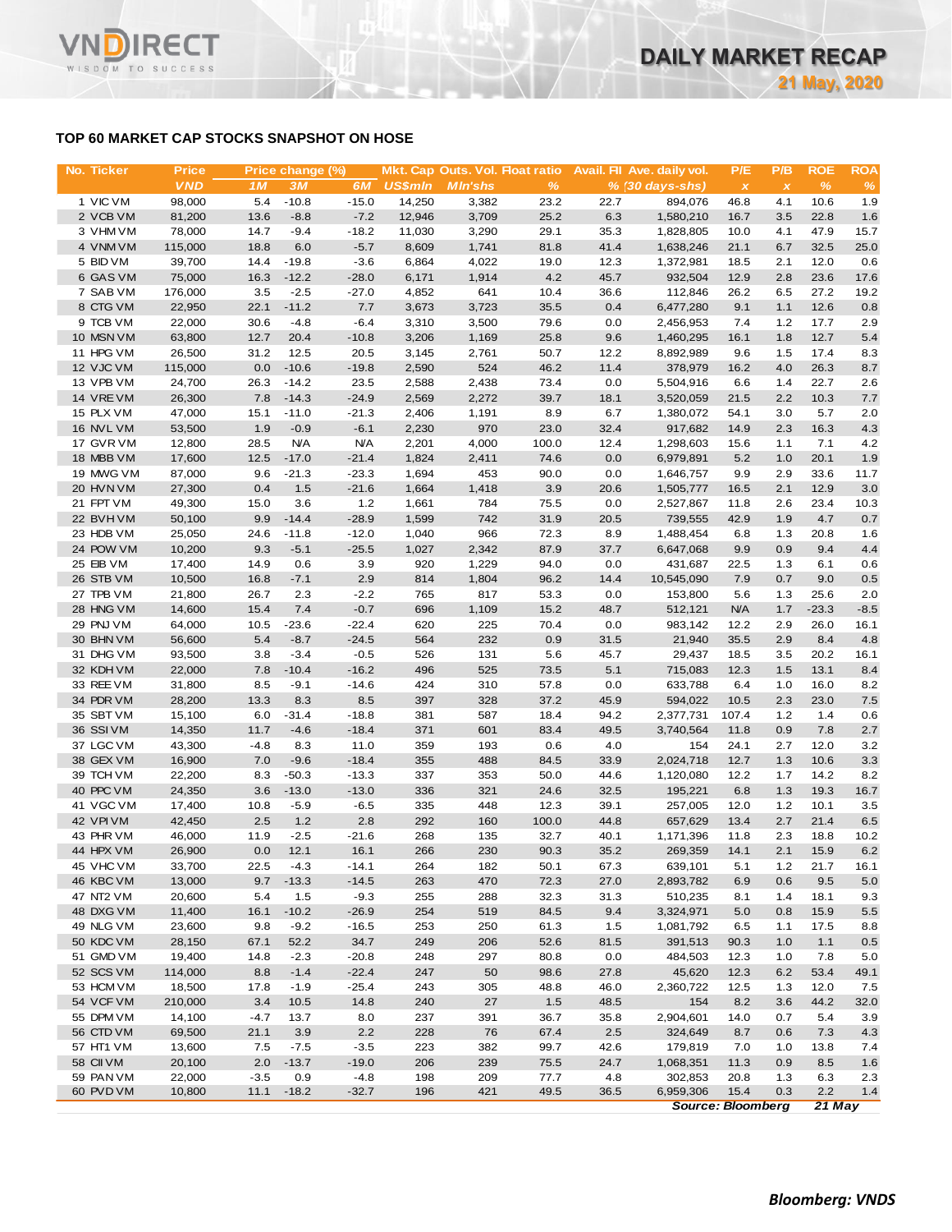## TOP 60 MARKET CAP STOCKS SNAPSHOT ON HOSE

| No. | Ticker | Price | Price change (%) | | | Mkt. Cap | Outs. Vol. | Float ratio | Avail. FII | Ave. daily vol. | P/E | P/B | ROE | ROA |
|---|---|---|---|---|---|---|---|---|---|---|---|---|---|---|
| | | VND | 1M | 3M | 6M | US$mln | Mln'shs | % | % | (30 days-shs) | x | x | % | % |
| 1 | VIC VM | 98,000 | 5.4 | -10.8 | -15.0 | 14,250 | 3,382 | 23.2 | 22.7 | 894,076 | 46.8 | 4.1 | 10.6 | 1.9 |
| 2 | VCB VM | 81,200 | 13.6 | -8.8 | -7.2 | 12,946 | 3,709 | 25.2 | 6.3 | 1,580,210 | 16.7 | 3.5 | 22.8 | 1.6 |
| 3 | VHM VM | 78,000 | 14.7 | -9.4 | -18.2 | 11,030 | 3,290 | 29.1 | 35.3 | 1,828,805 | 10.0 | 4.1 | 47.9 | 15.7 |
| 4 | VNM VM | 115,000 | 18.8 | 6.0 | -5.7 | 8,609 | 1,741 | 81.8 | 41.4 | 1,638,246 | 21.1 | 6.7 | 32.5 | 25.0 |
| 5 | BID VM | 39,700 | 14.4 | -19.8 | -3.6 | 6,864 | 4,022 | 19.0 | 12.3 | 1,372,981 | 18.5 | 2.1 | 12.0 | 0.6 |
| 6 | GAS VM | 75,000 | 16.3 | -12.2 | -28.0 | 6,171 | 1,914 | 4.2 | 45.7 | 932,504 | 12.9 | 2.8 | 23.6 | 17.6 |
| 7 | SAB VM | 176,000 | 3.5 | -2.5 | -27.0 | 4,852 | 641 | 10.4 | 36.6 | 112,846 | 26.2 | 6.5 | 27.2 | 19.2 |
| 8 | CTG VM | 22,950 | 22.1 | -11.2 | 7.7 | 3,673 | 3,723 | 35.5 | 0.4 | 6,477,280 | 9.1 | 1.1 | 12.6 | 0.8 |
| 9 | TCB VM | 22,000 | 30.6 | -4.8 | -6.4 | 3,310 | 3,500 | 79.6 | 0.0 | 2,456,953 | 7.4 | 1.2 | 17.7 | 2.9 |
| 10 | MSN VM | 63,800 | 12.7 | 20.4 | -10.8 | 3,206 | 1,169 | 25.8 | 9.6 | 1,460,295 | 16.1 | 1.8 | 12.7 | 5.4 |
| 11 | HPG VM | 26,500 | 31.2 | 12.5 | 20.5 | 3,145 | 2,761 | 50.7 | 12.2 | 8,892,989 | 9.6 | 1.5 | 17.4 | 8.3 |
| 12 | VJC VM | 115,000 | 0.0 | -10.6 | -19.8 | 2,590 | 524 | 46.2 | 11.4 | 378,979 | 16.2 | 4.0 | 26.3 | 8.7 |
| 13 | VPB VM | 24,700 | 26.3 | -14.2 | 23.5 | 2,588 | 2,438 | 73.4 | 0.0 | 5,504,916 | 6.6 | 1.4 | 22.7 | 2.6 |
| 14 | VRE VM | 26,300 | 7.8 | -14.3 | -24.9 | 2,569 | 2,272 | 39.7 | 18.1 | 3,520,059 | 21.5 | 2.2 | 10.3 | 7.7 |
| 15 | PLX VM | 47,000 | 15.1 | -11.0 | -21.3 | 2,406 | 1,191 | 8.9 | 6.7 | 1,380,072 | 54.1 | 3.0 | 5.7 | 2.0 |
| 16 | NVL VM | 53,500 | 1.9 | -0.9 | -6.1 | 2,230 | 970 | 23.0 | 32.4 | 917,682 | 14.9 | 2.3 | 16.3 | 4.3 |
| 17 | GVR VM | 12,800 | 28.5 | N/A | N/A | 2,201 | 4,000 | 100.0 | 12.4 | 1,298,603 | 15.6 | 1.1 | 7.1 | 4.2 |
| 18 | MBB VM | 17,600 | 12.5 | -17.0 | -21.4 | 1,824 | 2,411 | 74.6 | 0.0 | 6,979,891 | 5.2 | 1.0 | 20.1 | 1.9 |
| 19 | MWG VM | 87,000 | 9.6 | -21.3 | -23.3 | 1,694 | 453 | 90.0 | 0.0 | 1,646,757 | 9.9 | 2.9 | 33.6 | 11.7 |
| 20 | HVN VM | 27,300 | 0.4 | 1.5 | -21.6 | 1,664 | 1,418 | 3.9 | 20.6 | 1,505,777 | 16.5 | 2.1 | 12.9 | 3.0 |
| 21 | FPT VM | 49,300 | 15.0 | 3.6 | 1.2 | 1,661 | 784 | 75.5 | 0.0 | 2,527,867 | 11.8 | 2.6 | 23.4 | 10.3 |
| 22 | BVH VM | 50,100 | 9.9 | -14.4 | -28.9 | 1,599 | 742 | 31.9 | 20.5 | 739,555 | 42.9 | 1.9 | 4.7 | 0.7 |
| 23 | HDB VM | 25,050 | 24.6 | -11.8 | -12.0 | 1,040 | 966 | 72.3 | 8.9 | 1,488,454 | 6.8 | 1.3 | 20.8 | 1.6 |
| 24 | POW VM | 10,200 | 9.3 | -5.1 | -25.5 | 1,027 | 2,342 | 87.9 | 37.7 | 6,647,068 | 9.9 | 0.9 | 9.4 | 4.4 |
| 25 | EIB VM | 17,400 | 14.9 | 0.6 | 3.9 | 920 | 1,229 | 94.0 | 0.0 | 431,687 | 22.5 | 1.3 | 6.1 | 0.6 |
| 26 | STB VM | 10,500 | 16.8 | -7.1 | 2.9 | 814 | 1,804 | 96.2 | 14.4 | 10,545,090 | 7.9 | 0.7 | 9.0 | 0.5 |
| 27 | TPB VM | 21,800 | 26.7 | 2.3 | -2.2 | 765 | 817 | 53.3 | 0.0 | 153,800 | 5.6 | 1.3 | 25.6 | 2.0 |
| 28 | HNG VM | 14,600 | 15.4 | 7.4 | -0.7 | 696 | 1,109 | 15.2 | 48.7 | 512,121 | N/A | 1.7 | -23.3 | -8.5 |
| 29 | PNJ VM | 64,000 | 10.5 | -23.6 | -22.4 | 620 | 225 | 70.4 | 0.0 | 983,142 | 12.2 | 2.9 | 26.0 | 16.1 |
| 30 | BHN VM | 56,600 | 5.4 | -8.7 | -24.5 | 564 | 232 | 0.9 | 31.5 | 21,940 | 35.5 | 2.9 | 8.4 | 4.8 |
| 31 | DHG VM | 93,500 | 3.8 | -3.4 | -0.5 | 526 | 131 | 5.6 | 45.7 | 29,437 | 18.5 | 3.5 | 20.2 | 16.1 |
| 32 | KDH VM | 22,000 | 7.8 | -10.4 | -16.2 | 496 | 525 | 73.5 | 5.1 | 715,083 | 12.3 | 1.5 | 13.1 | 8.4 |
| 33 | REE VM | 31,800 | 8.5 | -9.1 | -14.6 | 424 | 310 | 57.8 | 0.0 | 633,788 | 6.4 | 1.0 | 16.0 | 8.2 |
| 34 | PDR VM | 28,200 | 13.3 | 8.3 | 8.5 | 397 | 328 | 37.2 | 45.9 | 594,022 | 10.5 | 2.3 | 23.0 | 7.5 |
| 35 | SBT VM | 15,100 | 6.0 | -31.4 | -18.8 | 381 | 587 | 18.4 | 94.2 | 2,377,731 | 107.4 | 1.2 | 1.4 | 0.6 |
| 36 | SSI VM | 14,350 | 11.7 | -4.6 | -18.4 | 371 | 601 | 83.4 | 49.5 | 3,740,564 | 11.8 | 0.9 | 7.8 | 2.7 |
| 37 | LGC VM | 43,300 | -4.8 | 8.3 | 11.0 | 359 | 193 | 0.6 | 4.0 | 154 | 24.1 | 2.7 | 12.0 | 3.2 |
| 38 | GEX VM | 16,900 | 7.0 | -9.6 | -18.4 | 355 | 488 | 84.5 | 33.9 | 2,024,718 | 12.7 | 1.3 | 10.6 | 3.3 |
| 39 | TCH VM | 22,200 | 8.3 | -50.3 | -13.3 | 337 | 353 | 50.0 | 44.6 | 1,120,080 | 12.2 | 1.7 | 14.2 | 8.2 |
| 40 | PPC VM | 24,350 | 3.6 | -13.0 | -13.0 | 336 | 321 | 24.6 | 32.5 | 195,221 | 6.8 | 1.3 | 19.3 | 16.7 |
| 41 | VGC VM | 17,400 | 10.8 | -5.9 | -6.5 | 335 | 448 | 12.3 | 39.1 | 257,005 | 12.0 | 1.2 | 10.1 | 3.5 |
| 42 | VPI VM | 42,450 | 2.5 | 1.2 | 2.8 | 292 | 160 | 100.0 | 44.8 | 657,629 | 13.4 | 2.7 | 21.4 | 6.5 |
| 43 | PHR VM | 46,000 | 11.9 | -2.5 | -21.6 | 268 | 135 | 32.7 | 40.1 | 1,171,396 | 11.8 | 2.3 | 18.8 | 10.2 |
| 44 | HPX VM | 26,900 | 0.0 | 12.1 | 16.1 | 266 | 230 | 90.3 | 35.2 | 269,359 | 14.1 | 2.1 | 15.9 | 6.2 |
| 45 | VHC VM | 33,700 | 22.5 | -4.3 | -14.1 | 264 | 182 | 50.1 | 67.3 | 639,101 | 5.1 | 1.2 | 21.7 | 16.1 |
| 46 | KBC VM | 13,000 | 9.7 | -13.3 | -14.5 | 263 | 470 | 72.3 | 27.0 | 2,893,782 | 6.9 | 0.6 | 9.5 | 5.0 |
| 47 | NT2 VM | 20,600 | 5.4 | 1.5 | -9.3 | 255 | 288 | 32.3 | 31.3 | 510,235 | 8.1 | 1.4 | 18.1 | 9.3 |
| 48 | DXG VM | 11,400 | 16.1 | -10.2 | -26.9 | 254 | 519 | 84.5 | 9.4 | 3,324,971 | 5.0 | 0.8 | 15.9 | 5.5 |
| 49 | NLG VM | 23,600 | 9.8 | -9.2 | -16.5 | 253 | 250 | 61.3 | 1.5 | 1,081,792 | 6.5 | 1.1 | 17.5 | 8.8 |
| 50 | KDC VM | 28,150 | 67.1 | 52.2 | 34.7 | 249 | 206 | 52.6 | 81.5 | 391,513 | 90.3 | 1.0 | 1.1 | 0.5 |
| 51 | GMD VM | 19,400 | 14.8 | -2.3 | -20.8 | 248 | 297 | 80.8 | 0.0 | 484,503 | 12.3 | 1.0 | 7.8 | 5.0 |
| 52 | SCS VM | 114,000 | 8.8 | -1.4 | -22.4 | 247 | 50 | 98.6 | 27.8 | 45,620 | 12.3 | 6.2 | 53.4 | 49.1 |
| 53 | HCM VM | 18,500 | 17.8 | -1.9 | -25.4 | 243 | 305 | 48.8 | 46.0 | 2,360,722 | 12.5 | 1.3 | 12.0 | 7.5 |
| 54 | VCF VM | 210,000 | 3.4 | 10.5 | 14.8 | 240 | 27 | 1.5 | 48.5 | 154 | 8.2 | 3.6 | 44.2 | 32.0 |
| 55 | DPM VM | 14,100 | -4.7 | 13.7 | 8.0 | 237 | 391 | 36.7 | 35.8 | 2,904,601 | 14.0 | 0.7 | 5.4 | 3.9 |
| 56 | CTD VM | 69,500 | 21.1 | 3.9 | 2.2 | 228 | 76 | 67.4 | 2.5 | 324,649 | 8.7 | 0.6 | 7.3 | 4.3 |
| 57 | HT1 VM | 13,600 | 7.5 | -7.5 | -3.5 | 223 | 382 | 99.7 | 42.6 | 179,819 | 7.0 | 1.0 | 13.8 | 7.4 |
| 58 | CII VM | 20,100 | 2.0 | -13.7 | -19.0 | 206 | 239 | 75.5 | 24.7 | 1,068,351 | 11.3 | 0.9 | 8.5 | 1.6 |
| 59 | PAN VM | 22,000 | -3.5 | 0.9 | -4.8 | 198 | 209 | 77.7 | 4.8 | 302,853 | 20.8 | 1.3 | 6.3 | 2.3 |
| 60 | PVD VM | 10,800 | 11.1 | -18.2 | -32.7 | 196 | 421 | 49.5 | 36.5 | 6,959,306 | 15.4 | 0.3 | 2.2 | 1.4 |

*Source: Bloomberg* *21 May*

***Bloomberg: VNDS***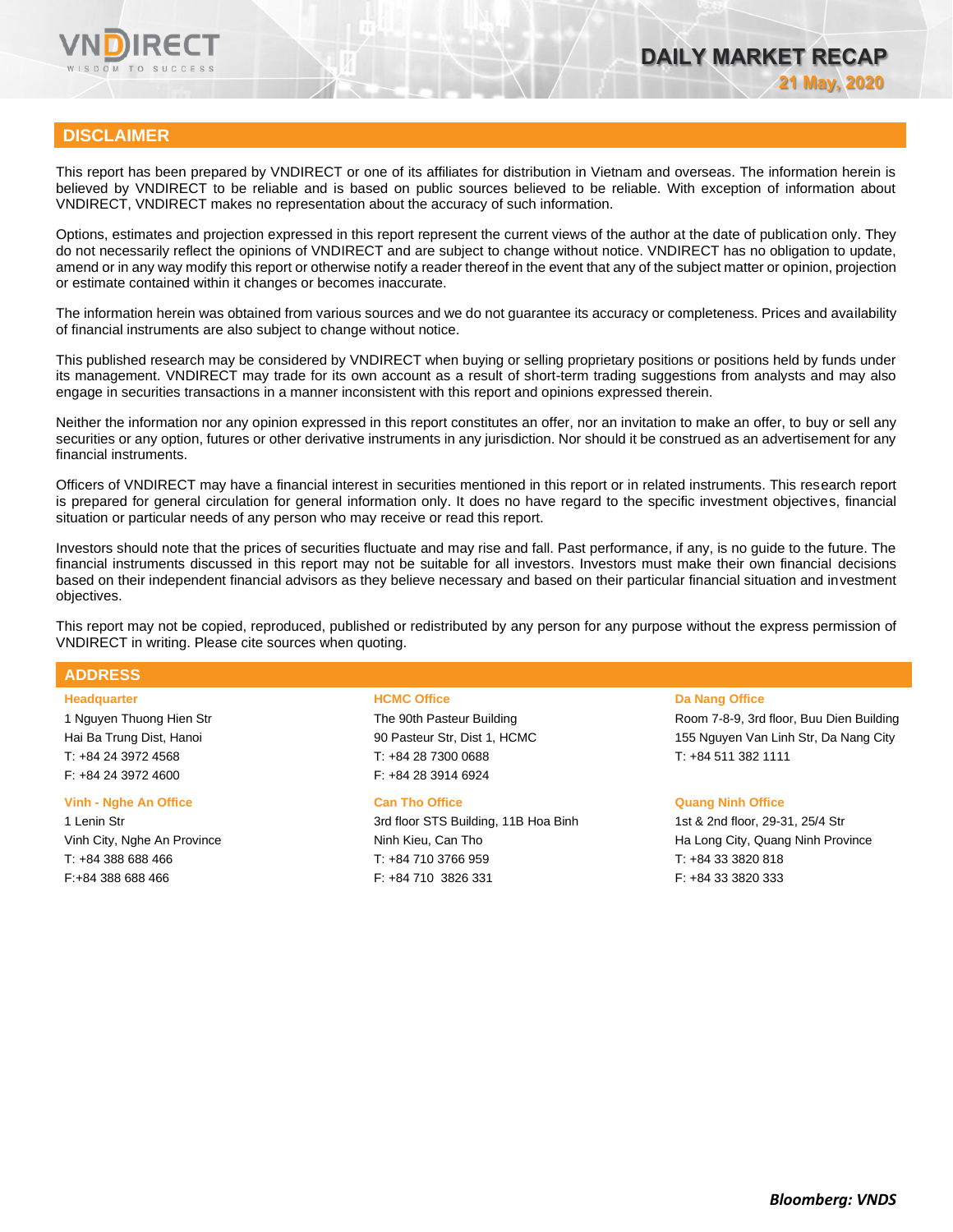# DAILY MARKET RECAP

**21 May, 2020**

## DISCLAIMER

This report has been prepared by VNDIRECT or one of its affiliates for distribution in Vietnam and overseas. The information herein is believed by VNDIRECT to be reliable and is based on public sources believed to be reliable. With exception of information about VNDIRECT, VNDIRECT makes no representation about the accuracy of such information.

Options, estimates and projection expressed in this report represent the current views of the author at the date of publication only. They do not necessarily reflect the opinions of VNDIRECT and are subject to change without notice. VNDIRECT has no obligation to update, amend or in any way modify this report or otherwise notify a reader thereof in the event that any of the subject matter or opinion, projection or estimate contained within it changes or becomes inaccurate.

The information herein was obtained from various sources and we do not guarantee its accuracy or completeness. Prices and availability of financial instruments are also subject to change without notice.

This published research may be considered by VNDIRECT when buying or selling proprietary positions or positions held by funds under its management. VNDIRECT may trade for its own account as a result of short-term trading suggestions from analysts and may also engage in securities transactions in a manner inconsistent with this report and opinions expressed therein.

Neither the information nor any opinion expressed in this report constitutes an offer, nor an invitation to make an offer, to buy or sell any securities or any option, futures or other derivative instruments in any jurisdiction. Nor should it be construed as an advertisement for any financial instruments.

Officers of VNDIRECT may have a financial interest in securities mentioned in this report or in related instruments. This research report is prepared for general circulation for general information only. It does no have regard to the specific investment objectives, financial situation or particular needs of any person who may receive or read this report.

Investors should note that the prices of securities fluctuate and may rise and fall. Past performance, if any, is no guide to the future. The financial instruments discussed in this report may not be suitable for all investors. Investors must make their own financial decisions based on their independent financial advisors as they believe necessary and based on their particular financial situation and investment objectives.

This report may not be copied, reproduced, published or redistributed by any person for any purpose without the express permission of VNDIRECT in writing. Please cite sources when quoting.

## ADDRESS

**Headquarter**
1 Nguyen Thuong Hien Str
Hai Ba Trung Dist, Hanoi
T: +84 24 3972 4568
F: +84 24 3972 4600

**HCMC Office**
The 90th Pasteur Building
90 Pasteur Str, Dist 1, HCMC
T: +84 28 7300 0688
F: +84 28 3914 6924

**Da Nang Office**
Room 7-8-9, 3rd floor, Buu Dien Building
155 Nguyen Van Linh Str, Da Nang City
T: +84 511 382 1111

**Vinh - Nghe An Office**
1 Lenin Str
Vinh City, Nghe An Province
T: +84 388 688 466
F:+84 388 688 466

**Can Tho Office**
3rd floor STS Building, 11B Hoa Binh
Ninh Kieu, Can Tho
T: +84 710 3766 959
F: +84 710 3826 331

**Quang Ninh Office**
1st & 2nd floor, 29-31, 25/4 Str
Ha Long City, Quang Ninh Province
T: +84 33 3820 818
F: +84 33 3820 333

***Bloomberg: VNDS***